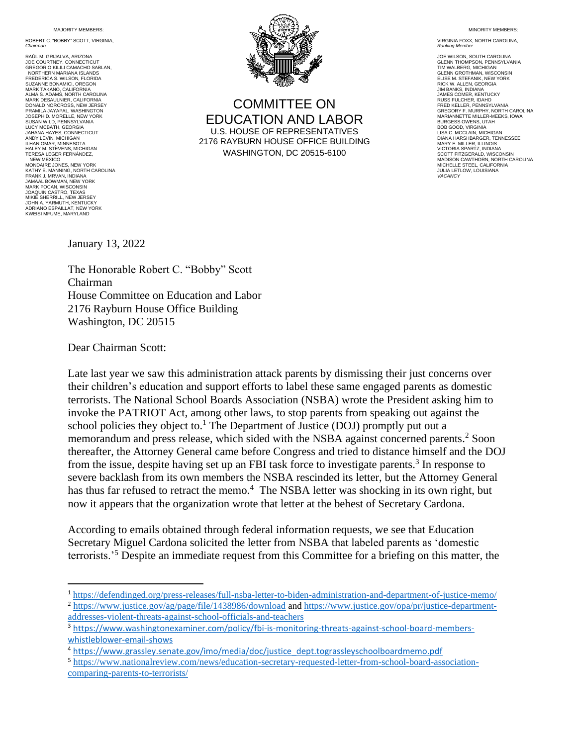MAJORITY MEMBERS:

ROBERT C. "BOBBY" SCOTT, VIRGINIA,
*Chairman*

RAÚL M. GRIJALVA, ARIZONA
JOE COURTNEY, CONNECTICUT
GREGORIO KILILI CAMACHO SABLAN, NORTHERN MARIANA ISLANDS
FREDERICA S. WILSON, FLORIDA
SUZANNE BONAMICI, OREGON
MARK TAKANO, CALIFORNIA
ALMA S. ADAMS, NORTH CAROLINA
MARK DESAULNIER, CALIFORNIA
DONALD NORCROSS, NEW JERSEY
PRAMILA JAYAPAL, WASHINGTON
JOSEPH D. MORELLE, NEW YORK
SUSAN WILD, PENNSYLVANIA
LUCY MCBATH, GEORGIA
JAHANA HAYES, CONNECTICUT
ANDY LEVIN, MICHIGAN
ILHAN OMAR, MINNESOTA
HALEY M. STEVENS, MICHIGAN
TERESA LEGER FERNÁNDEZ, NEW MEXICO
MONDAIRE JONES, NEW YORK
KATHY E. MANNING, NORTH CAROLINA
FRANK J. MRVAN, INDIANA
JAMAAL BOWMAN, NEW YORK
MARK POCAN, WISCONSIN
JOAQUIN CASTRO, TEXAS
MIKIE SHERRILL, NEW JERSEY
JOHN A. YARMUTH, KENTUCKY
ADRIANO ESPAILLAT, NEW YORK
KWEISI MFUME, MARYLAND

# COMMITTEE ON EDUCATION AND LABOR

U.S. HOUSE OF REPRESENTATIVES
2176 RAYBURN HOUSE OFFICE BUILDING
WASHINGTON, DC 20515-6100

MINORITY MEMBERS:

VIRGINIA FOXX, NORTH CAROLINA,
*Ranking Member*

JOE WILSON, SOUTH CAROLINA
GLENN THOMPSON, PENNSYLVANIA
TIM WALBERG, MICHIGAN
GLENN GROTHMAN, WISCONSIN
ELISE M. STEFANIK, NEW YORK
RICK W. ALLEN, GEORGIA
JIM BANKS, INDIANA
JAMES COMER, KENTUCKY
RUSS FULCHER, IDAHO
FRED KELLER, PENNSYLVANIA
GREGORY F. MURPHY, NORTH CAROLINA
MARIANNETTE MILLER-MEEKS, IOWA
BURGESS OWENS, UTAH
BOB GOOD, VIRGINIA
LISA C. MCCLAIN, MICHIGAN
DIANA HARSHBARGER, TENNESSEE
MARY E. MILLER, ILLINOIS
VICTORIA SPARTZ, INDIANA
SCOTT FITZGERALD, WISCONSIN
MADISON CAWTHORN, NORTH CAROLINA
MICHELLE STEEL, CALIFORNIA
JULIA LETLOW, LOUISIANA
*VACANCY*

January 13, 2022

The Honorable Robert C. "Bobby" Scott
Chairman
House Committee on Education and Labor
2176 Rayburn House Office Building
Washington, DC 20515

Dear Chairman Scott:

Late last year we saw this administration attack parents by dismissing their just concerns over their children's education and support efforts to label these same engaged parents as domestic terrorists. The National School Boards Association (NSBA) wrote the President asking him to invoke the PATRIOT Act, among other laws, to stop parents from speaking out against the school policies they object to.[1] The Department of Justice (DOJ) promptly put out a memorandum and press release, which sided with the NSBA against concerned parents.[2] Soon thereafter, the Attorney General came before Congress and tried to distance himself and the DOJ from the issue, despite having set up an FBI task force to investigate parents.[3] In response to severe backlash from its own members the NSBA rescinded its letter, but the Attorney General has thus far refused to retract the memo.[4] The NSBA letter was shocking in its own right, but now it appears that the organization wrote that letter at the behest of Secretary Cardona.

According to emails obtained through federal information requests, we see that Education Secretary Miguel Cardona solicited the letter from NSBA that labeled parents as 'domestic terrorists.'[5] Despite an immediate request from this Committee for a briefing on this matter, the

---

[1] https://defendinged.org/press-releases/full-nsba-letter-to-biden-administration-and-department-of-justice-memo/

[2] https://www.justice.gov/ag/page/file/1438986/download and https://www.justice.gov/opa/pr/justice-department-addresses-violent-threats-against-school-officials-and-teachers

[3] https://www.washingtonexaminer.com/policy/fbi-is-monitoring-threats-against-school-board-members-whistleblower-email-shows

[4] https://www.grassley.senate.gov/imo/media/doc/justice_dept.tograssleyschoolboardmemo.pdf

[5] https://www.nationalreview.com/news/education-secretary-requested-letter-from-school-board-association-comparing-parents-to-terrorists/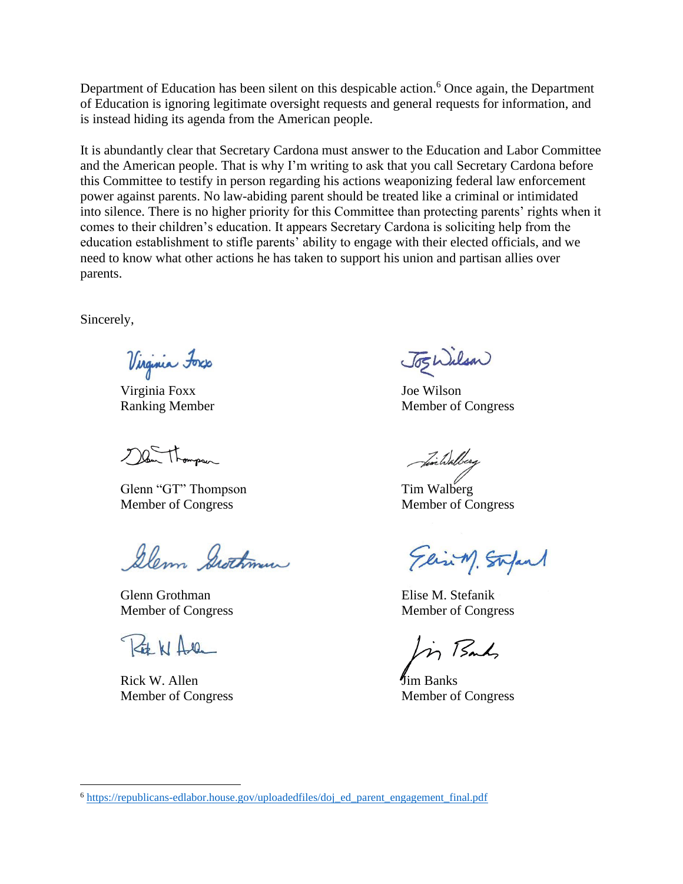Department of Education has been silent on this despicable action.[6] Once again, the Department of Education is ignoring legitimate oversight requests and general requests for information, and is instead hiding its agenda from the American people.

It is abundantly clear that Secretary Cardona must answer to the Education and Labor Committee and the American people. That is why I'm writing to ask that you call Secretary Cardona before this Committee to testify in person regarding his actions weaponizing federal law enforcement power against parents. No law-abiding parent should be treated like a criminal or intimidated into silence. There is no higher priority for this Committee than protecting parents' rights when it comes to their children's education. It appears Secretary Cardona is soliciting help from the education establishment to stifle parents' ability to engage with their elected officials, and we need to know what other actions he has taken to support his union and partisan allies over parents.

Sincerely,

Virginia Foxx
Ranking Member

Joe Wilson
Member of Congress

Glenn "GT" Thompson
Member of Congress

Tim Walberg
Member of Congress

Glenn Grothman
Member of Congress

Elise M. Stefanik
Member of Congress

Rick W. Allen
Member of Congress

Jim Banks
Member of Congress

---

[6] https://republicans-edlabor.house.gov/uploadedfiles/doj_ed_parent_engagement_final.pdf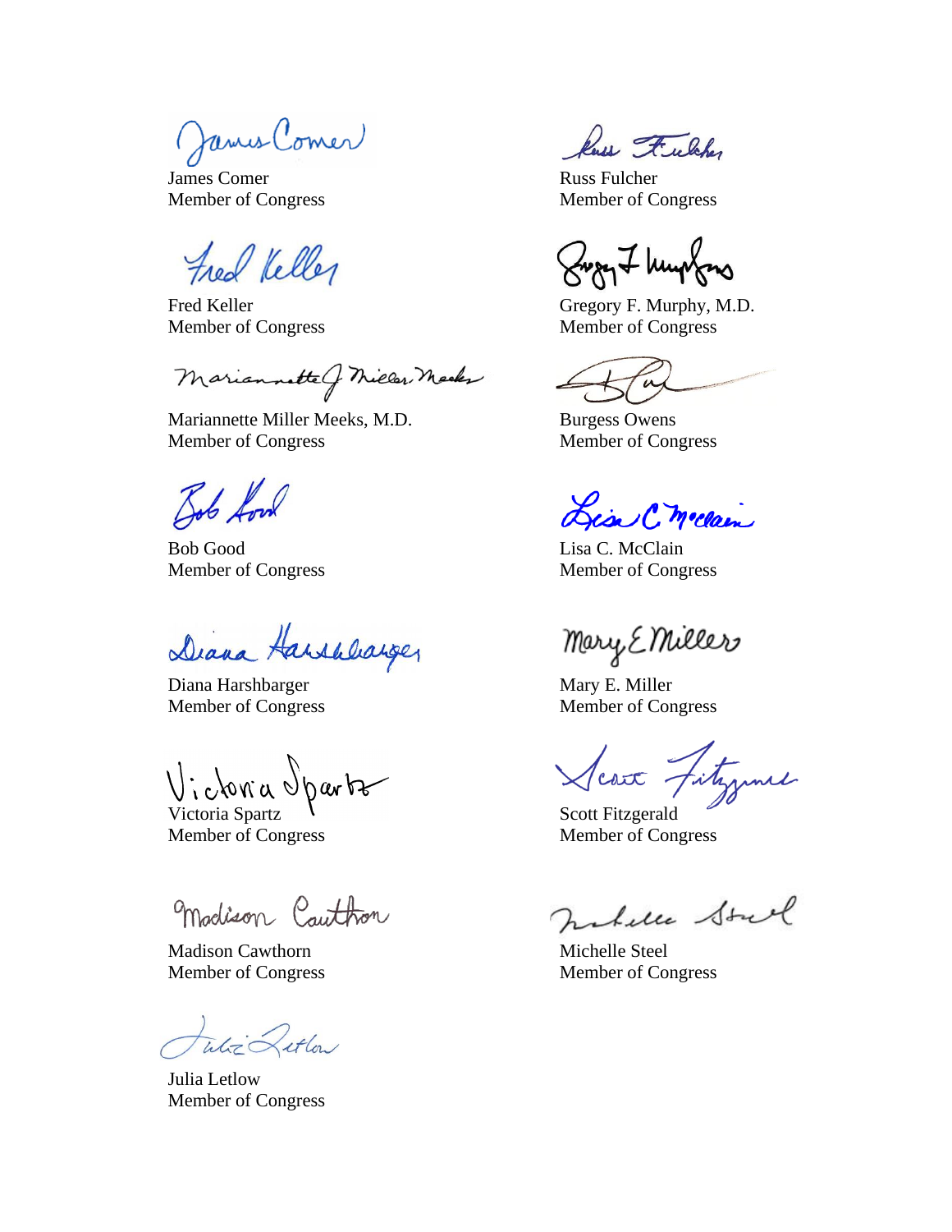James Comer
Member of Congress

Russ Fulcher
Member of Congress

Fred Keller
Member of Congress

Gregory F. Murphy, M.D.
Member of Congress

Mariannette Miller Meeks, M.D.
Member of Congress

Burgess Owens
Member of Congress

Bob Good
Member of Congress

Lisa C. McClain
Member of Congress

Diana Harshbarger
Member of Congress

Mary E. Miller
Member of Congress

Victoria Spartz
Member of Congress

Scott Fitzgerald
Member of Congress

Madison Cawthorn
Member of Congress

Michelle Steel
Member of Congress

Julia Letlow
Member of Congress